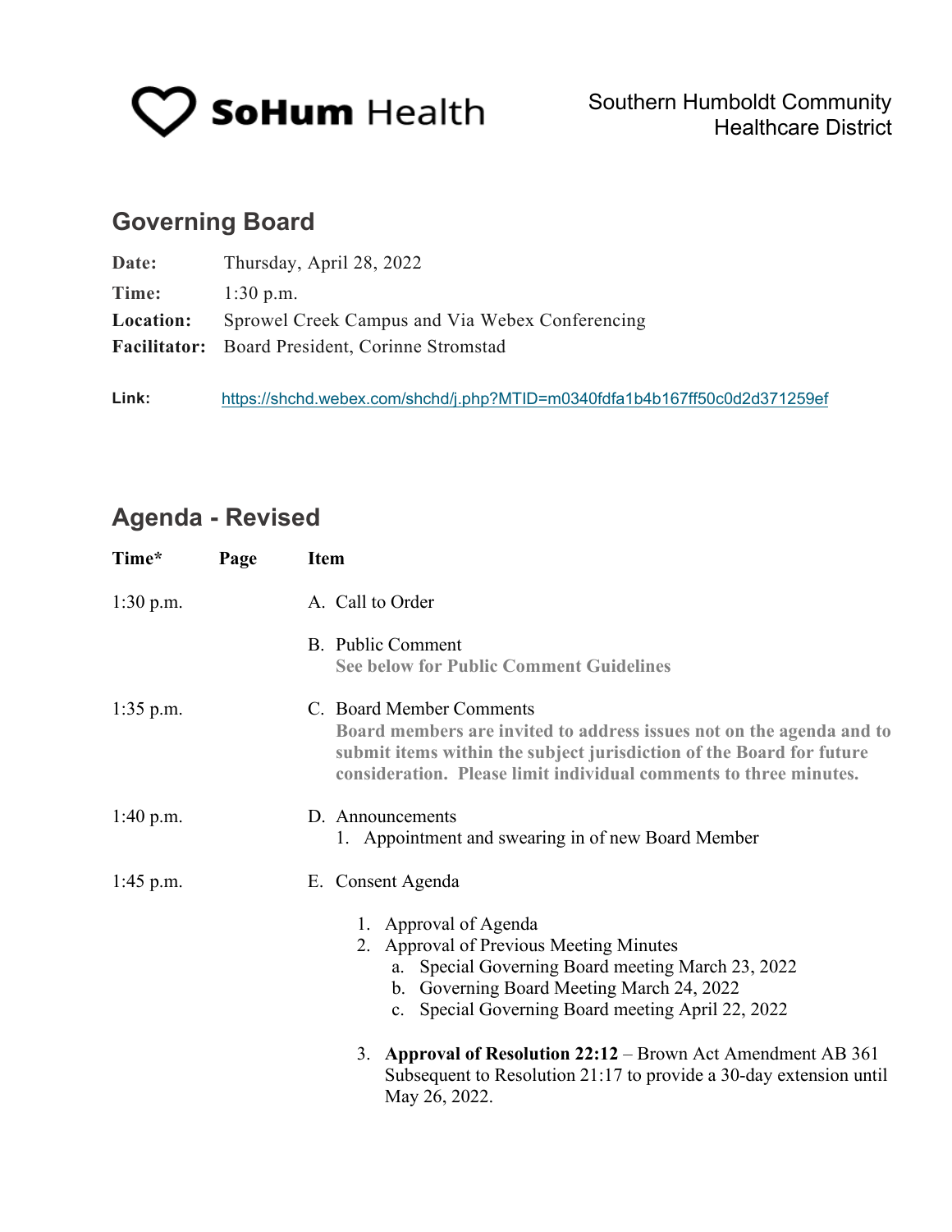SoHum Health

Southern Humboldt Community Healthcare District

## Governing Board

**Date:** Thursday, April 28, 2022

**Time:** 1:30 p.m.

**Location:** Sprowel Creek Campus and Via Webex Conferencing

**Facilitator:** Board President, Corinne Stromstad

**Link:** https://shchd.webex.com/shchd/j.php?MTID=m0340fdfa1b4b167ff50c0d2d371259ef

## Agenda - Revised

| Time* | Page | Item |
|---|---|---|
| 1:30 p.m. | | A. Call to Order |
| | | B. Public Comment<br>**See below for Public Comment Guidelines** |
| 1:35 p.m. | | C. Board Member Comments<br>**Board members are invited to address issues not on the agenda and to submit items within the subject jurisdiction of the Board for future consideration. Please limit individual comments to three minutes.** |
| 1:40 p.m. | | D. Announcements<br>1. Appointment and swearing in of new Board Member |
| 1:45 p.m. | | E. Consent Agenda<br>1. Approval of Agenda<br>2. Approval of Previous Meeting Minutes<br>a. Special Governing Board meeting March 23, 2022<br>b. Governing Board Meeting March 24, 2022<br>c. Special Governing Board meeting April 22, 2022<br>3. **Approval of Resolution 22:12** – Brown Act Amendment AB 361 Subsequent to Resolution 21:17 to provide a 30-day extension until May 26, 2022. |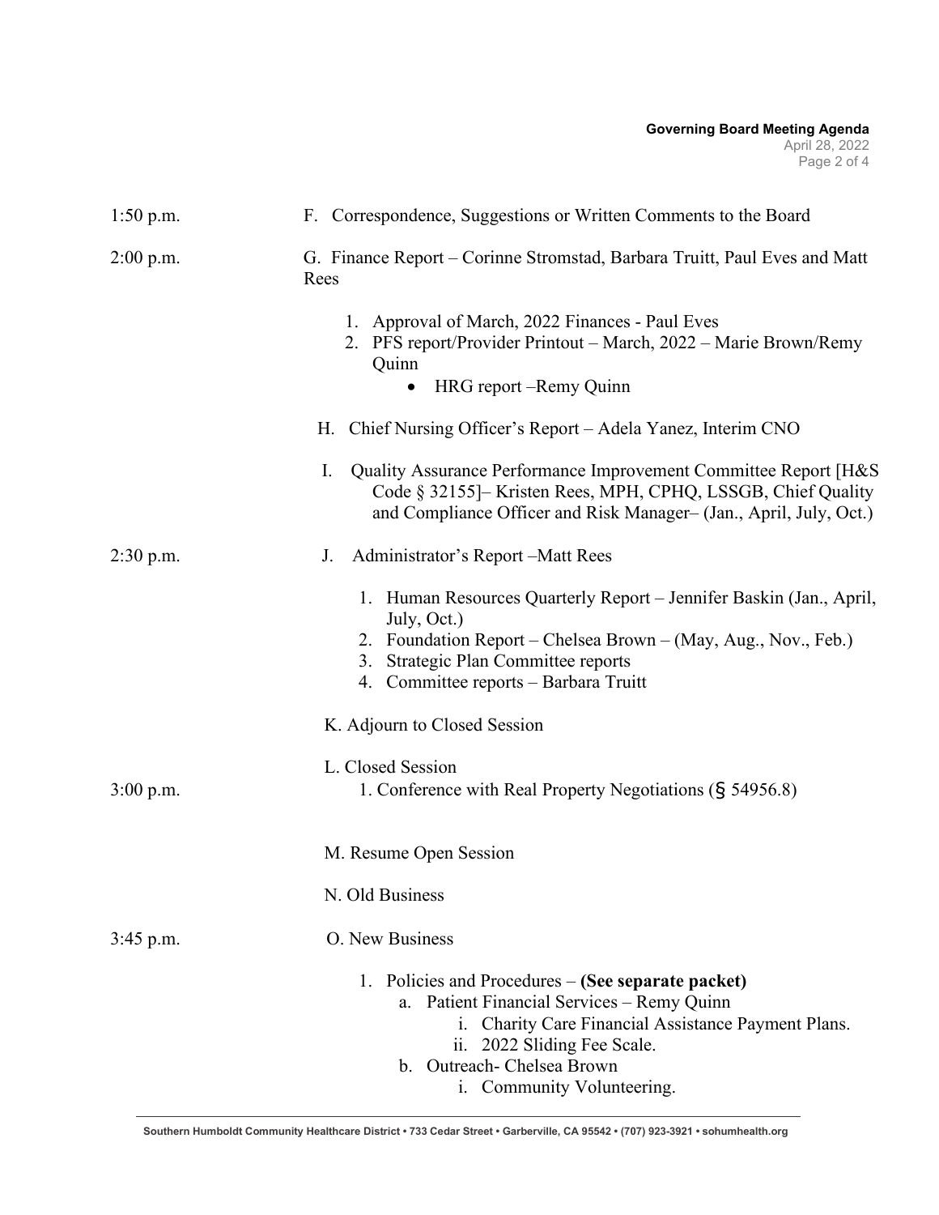1:50 p.m. F. Correspondence, Suggestions or Written Comments to the Board

2:00 p.m. G. Finance Report – Corinne Stromstad, Barbara Truitt, Paul Eves and Matt Rees

1. Approval of March, 2022 Finances - Paul Eves
2. PFS report/Provider Printout – March, 2022 – Marie Brown/Remy Quinn
   - HRG report –Remy Quinn

H. Chief Nursing Officer's Report – Adela Yanez, Interim CNO

I. Quality Assurance Performance Improvement Committee Report [H&S Code § 32155]– Kristen Rees, MPH, CPHQ, LSSGB, Chief Quality and Compliance Officer and Risk Manager– (Jan., April, July, Oct.)

2:30 p.m. J. Administrator's Report –Matt Rees

1. Human Resources Quarterly Report – Jennifer Baskin (Jan., April, July, Oct.)
2. Foundation Report – Chelsea Brown – (May, Aug., Nov., Feb.)
3. Strategic Plan Committee reports
4. Committee reports – Barbara Truitt

K. Adjourn to Closed Session

L. Closed Session

3:00 p.m. 1. Conference with Real Property Negotiations (§ 54956.8)

M. Resume Open Session

N. Old Business

3:45 p.m. O. New Business

1. Policies and Procedures – **(See separate packet)**
   a. Patient Financial Services – Remy Quinn
      i. Charity Care Financial Assistance Payment Plans.
      ii. 2022 Sliding Fee Scale.
   b. Outreach- Chelsea Brown
      i. Community Volunteering.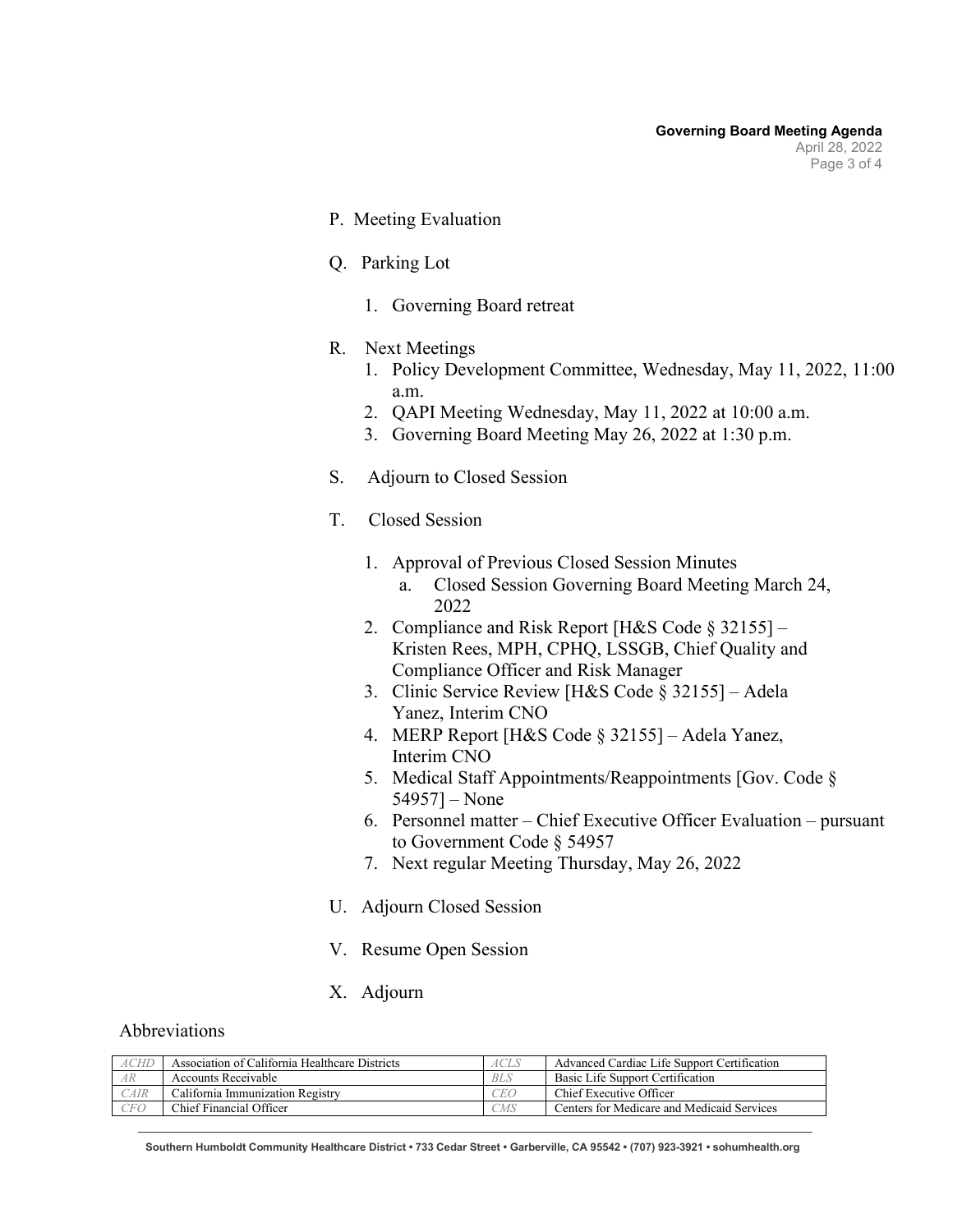P. Meeting Evaluation

Q. Parking Lot

1. Governing Board retreat

R. Next Meetings

1. Policy Development Committee, Wednesday, May 11, 2022, 11:00 a.m.
2. QAPI Meeting Wednesday, May 11, 2022 at 10:00 a.m.
3. Governing Board Meeting May 26, 2022 at 1:30 p.m.

S. Adjourn to Closed Session

T. Closed Session

1. Approval of Previous Closed Session Minutes
   a. Closed Session Governing Board Meeting March 24, 2022
2. Compliance and Risk Report [H&S Code § 32155] – Kristen Rees, MPH, CPHQ, LSSGB, Chief Quality and Compliance Officer and Risk Manager
3. Clinic Service Review [H&S Code § 32155] – Adela Yanez, Interim CNO
4. MERP Report [H&S Code § 32155] – Adela Yanez, Interim CNO
5. Medical Staff Appointments/Reappointments [Gov. Code § 54957] – None
6. Personnel matter – Chief Executive Officer Evaluation – pursuant to Government Code § 54957
7. Next regular Meeting Thursday, May 26, 2022

U. Adjourn Closed Session

V. Resume Open Session

X. Adjourn

Abbreviations

| | | | |
|---|---|---|---|
| ACHD | Association of California Healthcare Districts | ACLS | Advanced Cardiac Life Support Certification |
| AR | Accounts Receivable | BLS | Basic Life Support Certification |
| CAIR | California Immunization Registry | CEO | Chief Executive Officer |
| CFO | Chief Financial Officer | CMS | Centers for Medicare and Medicaid Services |

Southern Humboldt Community Healthcare District • 733 Cedar Street • Garberville, CA 95542 • (707) 923-3921 • sohumhealth.org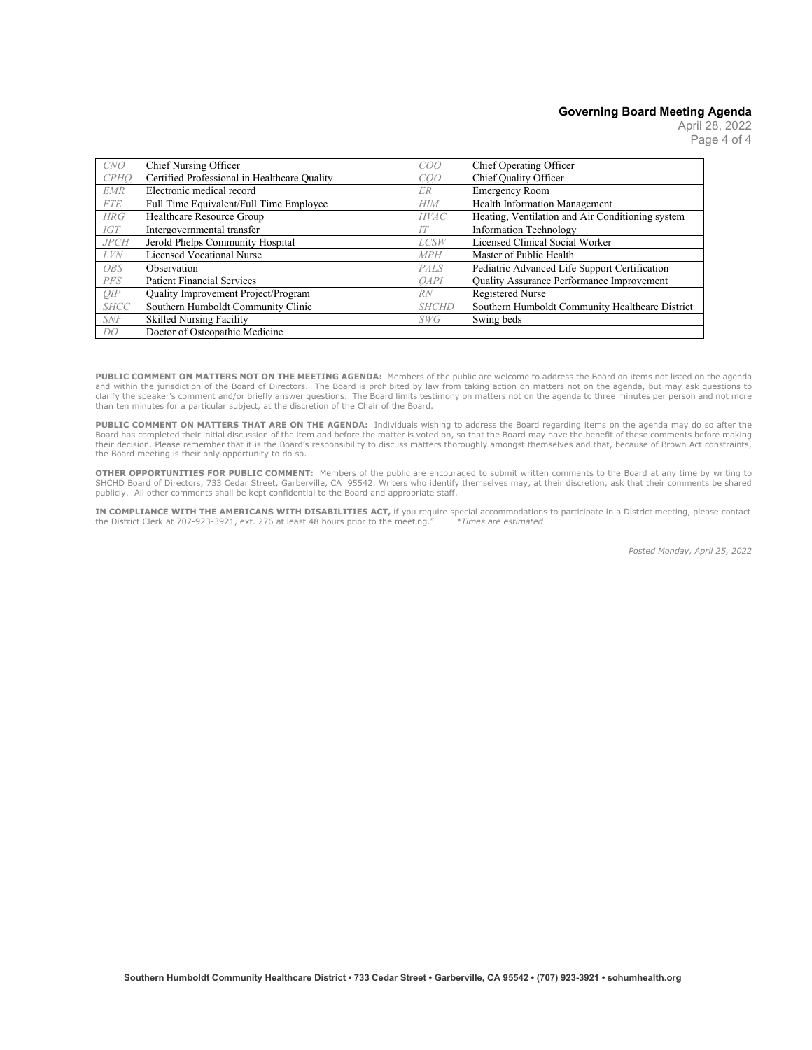| | | | |
|---|---|---|---|
| *CNO* | Chief Nursing Officer | *COO* | Chief Operating Officer |
| *CPHQ* | Certified Professional in Healthcare Quality | *CQO* | Chief Quality Officer |
| *EMR* | Electronic medical record | *ER* | Emergency Room |
| *FTE* | Full Time Equivalent/Full Time Employee | *HIM* | Health Information Management |
| *HRG* | Healthcare Resource Group | *HVAC* | Heating, Ventilation and Air Conditioning system |
| *IGT* | Intergovernmental transfer | *IT* | Information Technology |
| *JPCH* | Jerold Phelps Community Hospital | *LCSW* | Licensed Clinical Social Worker |
| *LVN* | Licensed Vocational Nurse | *MPH* | Master of Public Health |
| *OBS* | Observation | *PALS* | Pediatric Advanced Life Support Certification |
| *PFS* | Patient Financial Services | *QAPI* | Quality Assurance Performance Improvement |
| *QIP* | Quality Improvement Project/Program | *RN* | Registered Nurse |
| *SHCC* | Southern Humboldt Community Clinic | *SHCHD* | Southern Humboldt Community Healthcare District |
| *SNF* | Skilled Nursing Facility | *SWG* | Swing beds |
| *DO* | Doctor of Osteopathic Medicine | | |

**PUBLIC COMMENT ON MATTERS NOT ON THE MEETING AGENDA:** Members of the public are welcome to address the Board on items not listed on the agenda and within the jurisdiction of the Board of Directors. The Board is prohibited by law from taking action on matters not on the agenda, but may ask questions to clarify the speaker's comment and/or briefly answer questions. The Board limits testimony on matters not on the agenda to three minutes per person and not more than ten minutes for a particular subject, at the discretion of the Chair of the Board.

**PUBLIC COMMENT ON MATTERS THAT ARE ON THE AGENDA:** Individuals wishing to address the Board regarding items on the agenda may do so after the Board has completed their initial discussion of the item and before the matter is voted on, so that the Board may have the benefit of these comments before making their decision. Please remember that it is the Board's responsibility to discuss matters thoroughly amongst themselves and that, because of Brown Act constraints, the Board meeting is their only opportunity to do so.

**OTHER OPPORTUNITIES FOR PUBLIC COMMENT:** Members of the public are encouraged to submit written comments to the Board at any time by writing to SHCHD Board of Directors, 733 Cedar Street, Garberville, CA 95542. Writers who identify themselves may, at their discretion, ask that their comments be shared publicly. All other comments shall be kept confidential to the Board and appropriate staff.

**IN COMPLIANCE WITH THE AMERICANS WITH DISABILITIES ACT,** if you require special accommodations to participate in a District meeting, please contact the District Clerk at 707-923-3921, ext. 276 at least 48 hours prior to the meeting." *\*Times are estimated*

*Posted Monday, April 25, 2022*